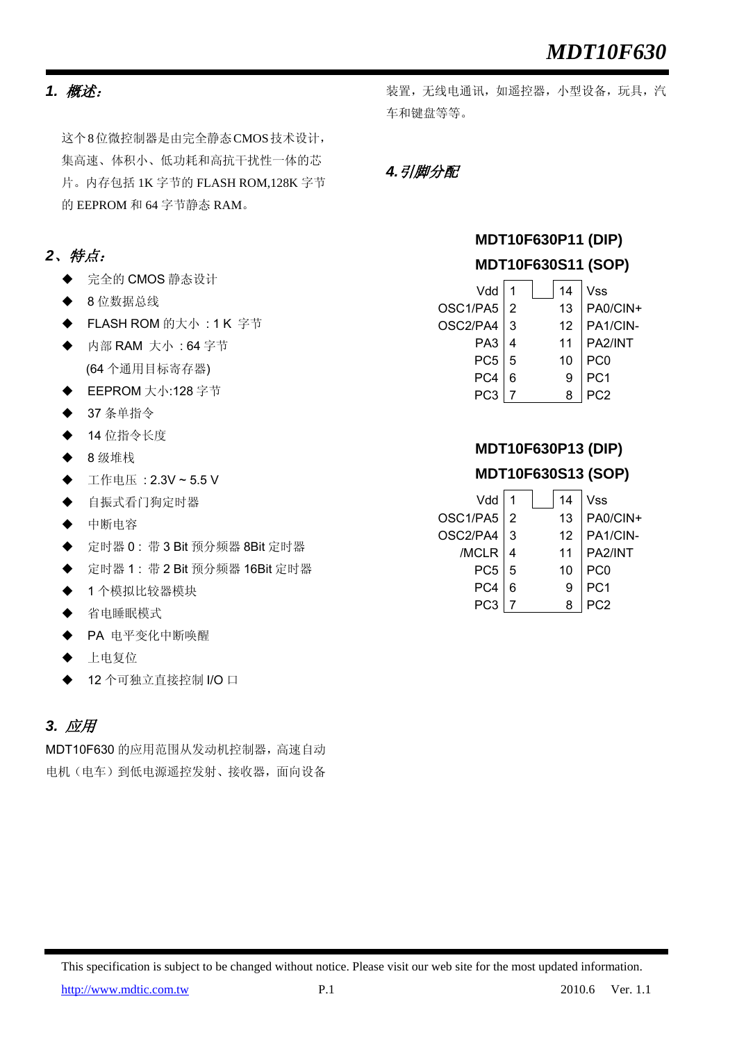# MDT10F630

## 1. 概述：

这个8位微控制器是由完全静态CMOS技术设计，集高速、体积小、低功耗和高抗干扰性一体的芯片。内存包括 1K 字节的 FLASH ROM,128K 字节的 EEPROM 和 64 字节静态 RAM。

## 2、特点：

- 完全的 CMOS 静态设计
- 8 位数据总线
- FLASH ROM 的大小 ：1 K 字节
- 内部 RAM 大小 ：64 字节
  (64 个通用目标寄存器)
- EEPROM 大小:128 字节
- 37 条单指令
- 14 位指令长度
- 8 级堆栈
- 工作电压 ：2.3V ~ 5.5 V
- 自振式看门狗定时器
- 中断电容
- 定时器 0 : 带 3 Bit 预分频器 8Bit 定时器
- 定时器 1 : 带 2 Bit 预分频器 16Bit 定时器
- 1 个模拟比较器模块
- 省电睡眠模式
- PA 电平变化中断唤醒
- 上电复位
- 12 个可独立直接控制 I/O 口

## 3. 应用

MDT10F630 的应用范围从发动机控制器，高速自动电机（电车）到低电源遥控发射、接收器，面向设备装置，无线电通讯，如遥控器，小型设备，玩具，汽车和键盘等等。

## 4. 引脚分配

**MDT10F630P11 (DIP)**
**MDT10F630S11 (SOP)**

| Pin | No. | No. | Pin |
|---|---|---|---|
| Vdd | 1 | 14 | Vss |
| OSC1/PA5 | 2 | 13 | PA0/CIN+ |
| OSC2/PA4 | 3 | 12 | PA1/CIN- |
| PA3 | 4 | 11 | PA2/INT |
| PC5 | 5 | 10 | PC0 |
| PC4 | 6 | 9 | PC1 |
| PC3 | 7 | 8 | PC2 |

**MDT10F630P13 (DIP)**
**MDT10F630S13 (SOP)**

| Pin | No. | No. | Pin |
|---|---|---|---|
| Vdd | 1 | 14 | Vss |
| OSC1/PA5 | 2 | 13 | PA0/CIN+ |
| OSC2/PA4 | 3 | 12 | PA1/CIN- |
| /MCLR | 4 | 11 | PA2/INT |
| PC5 | 5 | 10 | PC0 |
| PC4 | 6 | 9 | PC1 |
| PC3 | 7 | 8 | PC2 |

This specification is subject to be changed without notice. Please visit our web site for the most updated information.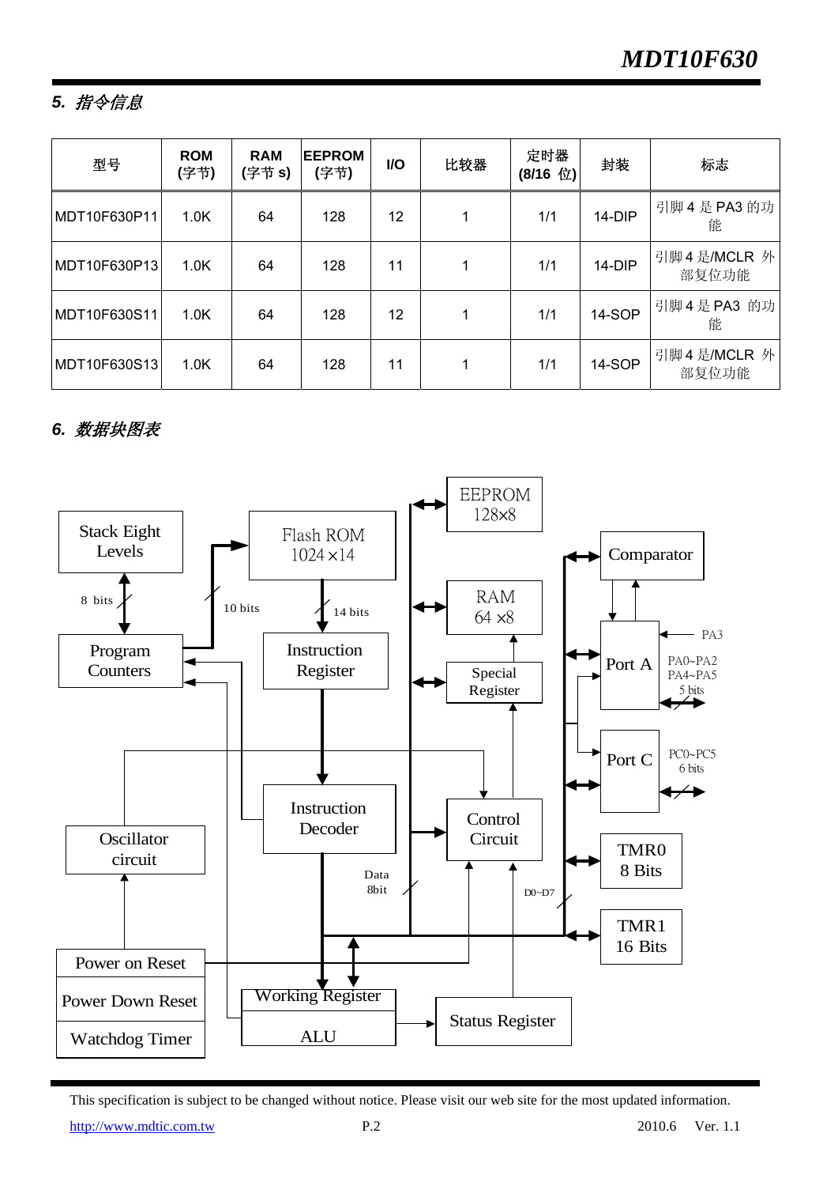### 5. *指令信息*

| 型号 | ROM (字节) | RAM (字节 s) | EEPROM (字节) | I/O | 比较器 | 定时器 (8/16 位) | 封装 | 标志 |
|---|---|---|---|---|---|---|---|---|
| MDT10F630P11 | 1.0K | 64 | 128 | 12 | 1 | 1/1 | 14-DIP | 引脚 4 是 PA3 的功能 |
| MDT10F630P13 | 1.0K | 64 | 128 | 11 | 1 | 1/1 | 14-DIP | 引脚 4 是/MCLR 外部复位功能 |
| MDT10F630S11 | 1.0K | 64 | 128 | 12 | 1 | 1/1 | 14-SOP | 引脚 4 是 PA3 的功能 |
| MDT10F630S13 | 1.0K | 64 | 128 | 11 | 1 | 1/1 | 14-SOP | 引脚 4 是/MCLR 外部复位功能 |

### 6. *数据块图表*

Stack Eight Levels

8 bits

Program Counters

10 bits

Flash ROM 1024 ×14

14 bits

Instruction Register

Instruction Decoder

Oscillator circuit

Power on Reset

Power Down Reset

Watchdog Timer

Working Register

ALU

Data 8bit

EEPROM 128×8

RAM 64 ×8

Special Register

Control Circuit

D0~D7

Status Register

Comparator

Port A

PA3

PA0~PA2 PA4~PA5 5 bits

Port C

PC0~PC5 6 bits

TMR0 8 Bits

TMR1 16 Bits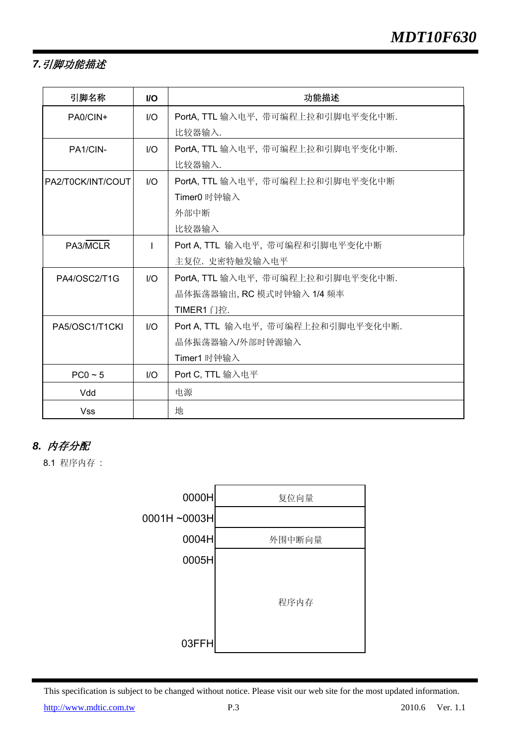## 7. 引脚功能描述

| 引脚名称 | I/O | 功能描述 |
|---|---|---|
| PA0/CIN+ | I/O | PortA, TTL 输入电平, 带可编程上拉和引脚电平变化中断.<br>比较器输入. |
| PA1/CIN- | I/O | PortA, TTL 输入电平, 带可编程上拉和引脚电平变化中断.<br>比较器输入. |
| PA2/T0CK/INT/COUT | I/O | PortA, TTL 输入电平, 带可编程上拉和引脚电平变化中断<br>Timer0 时钟输入<br>外部中断<br>比较器输入 |
| PA3/$\overline{MCLR}$ | I | Port A, TTL 输入电平, 带可编程和引脚电平变化中断<br>主复位. 史密特触发输入电平 |
| PA4/OSC2/T1G | I/O | PortA, TTL 输入电平, 带可编程上拉和引脚电平变化中断.<br>晶体振荡器输出, RC 模式时钟输入 1/4 频率<br>TIMER1 门控. |
| PA5/OSC1/T1CKI | I/O | Port A, TTL 输入电平, 带可编程上拉和引脚电平变化中断.<br>晶体振荡器输入/外部时钟源输入<br>Timer1 时钟输入 |
| PC0 ~ 5 | I/O | Port C, TTL 输入电平 |
| Vdd | | 电源 |
| Vss | | 地 |

## 8. 内存分配

8.1 程序内存 :

| 地址 | 内容 |
|---|---|
| 0000H | 复位向量 |
| 0001H ~0003H | |
| 0004H | 外围中断向量 |
| 0005H ~ 03FFH | 程序内存 |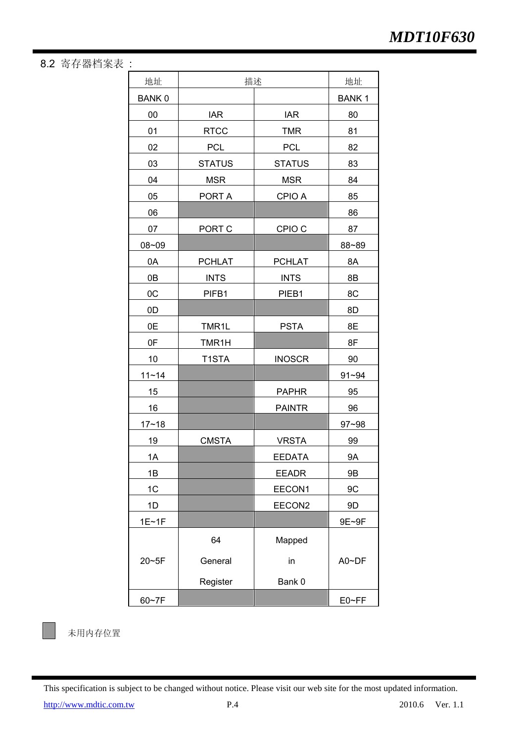## 8.2 寄存器档案表：

| 地址 | 描述 | | 地址 |
|---|---|---|---|
| BANK 0 | | | BANK 1 |
| 00 | IAR | IAR | 80 |
| 01 | RTCC | TMR | 81 |
| 02 | PCL | PCL | 82 |
| 03 | STATUS | STATUS | 83 |
| 04 | MSR | MSR | 84 |
| 05 | PORT A | CPIO A | 85 |
| 06 | | | 86 |
| 07 | PORT C | CPIO C | 87 |
| 08~09 | | | 88~89 |
| 0A | PCHLAT | PCHLAT | 8A |
| 0B | INTS | INTS | 8B |
| 0C | PIFB1 | PIEB1 | 8C |
| 0D | | | 8D |
| 0E | TMR1L | PSTA | 8E |
| 0F | TMR1H | | 8F |
| 10 | T1STA | INOSCR | 90 |
| 11~14 | | | 91~94 |
| 15 | | PAPHR | 95 |
| 16 | | PAINTR | 96 |
| 17~18 | | | 97~98 |
| 19 | CMSTA | VRSTA | 99 |
| 1A | | EEDATA | 9A |
| 1B | | EEADR | 9B |
| 1C | | EECON1 | 9C |
| 1D | | EECON2 | 9D |
| 1E~1F | | | 9E~9F |
| 20~5F | 64 General Register | Mapped in Bank 0 | A0~DF |
| 60~7F | | | E0~FF |

（空白灰色格）未用内存位置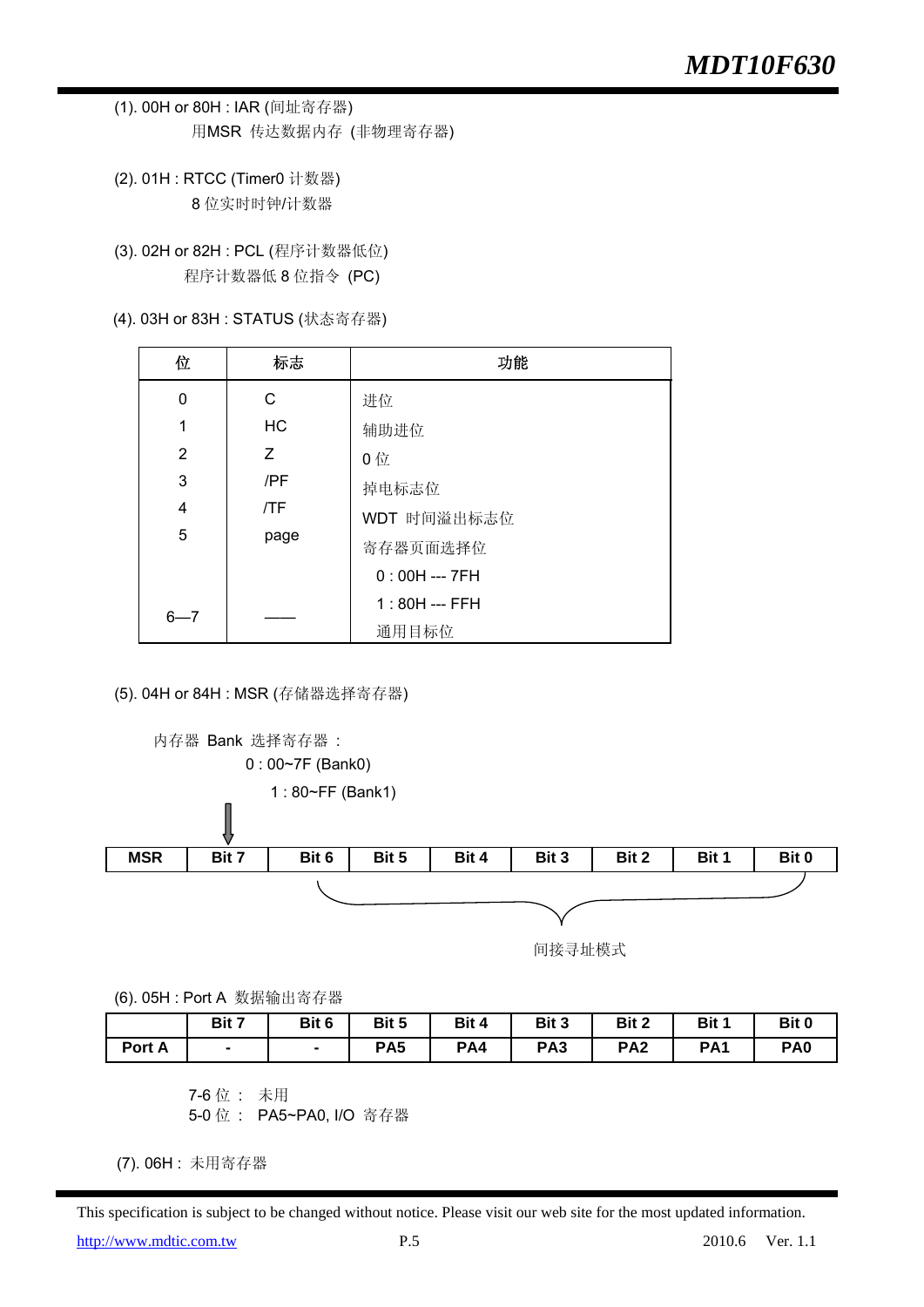(1). 00H or 80H : IAR (间址寄存器)

用MSR 传达数据内存 (非物理寄存器)

(2). 01H : RTCC (Timer0 计数器)

8 位实时时钟/计数器

(3). 02H or 82H : PCL (程序计数器低位)

程序计数器低 8 位指令 (PC)

(4). 03H or 83H : STATUS (状态寄存器)

| 位 | 标志 | 功能 |
|---|---|---|
| 0 | C | 进位 |
| 1 | HC | 辅助进位 |
| 2 | Z | 0 位 |
| 3 | /PF | 掉电标志位 |
| 4 | /TF | WDT 时间溢出标志位 |
| 5 | page | 寄存器页面选择位<br>0 : 00H --- 7FH<br>1 : 80H --- FFH |
| 6—7 | —— | 通用目标位 |

(5). 04H or 84H : MSR (存储器选择寄存器)

内存器 Bank 选择寄存器 :
0 : 00~7F (Bank0)
1 : 80~FF (Bank1)

| MSR | Bit 7 | Bit 6 | Bit 5 | Bit 4 | Bit 3 | Bit 2 | Bit 1 | Bit 0 |
|---|---|---|---|---|---|---|---|---|

Bit 6 ~ Bit 0 : 间接寻址模式

(6). 05H : Port A 数据输出寄存器

| | Bit 7 | Bit 6 | Bit 5 | Bit 4 | Bit 3 | Bit 2 | Bit 1 | Bit 0 |
|---|---|---|---|---|---|---|---|---|
| Port A | - | - | PA5 | PA4 | PA3 | PA2 | PA1 | PA0 |

7-6 位 : 未用
5-0 位 : PA5~PA0, I/O 寄存器

(7). 06H : 未用寄存器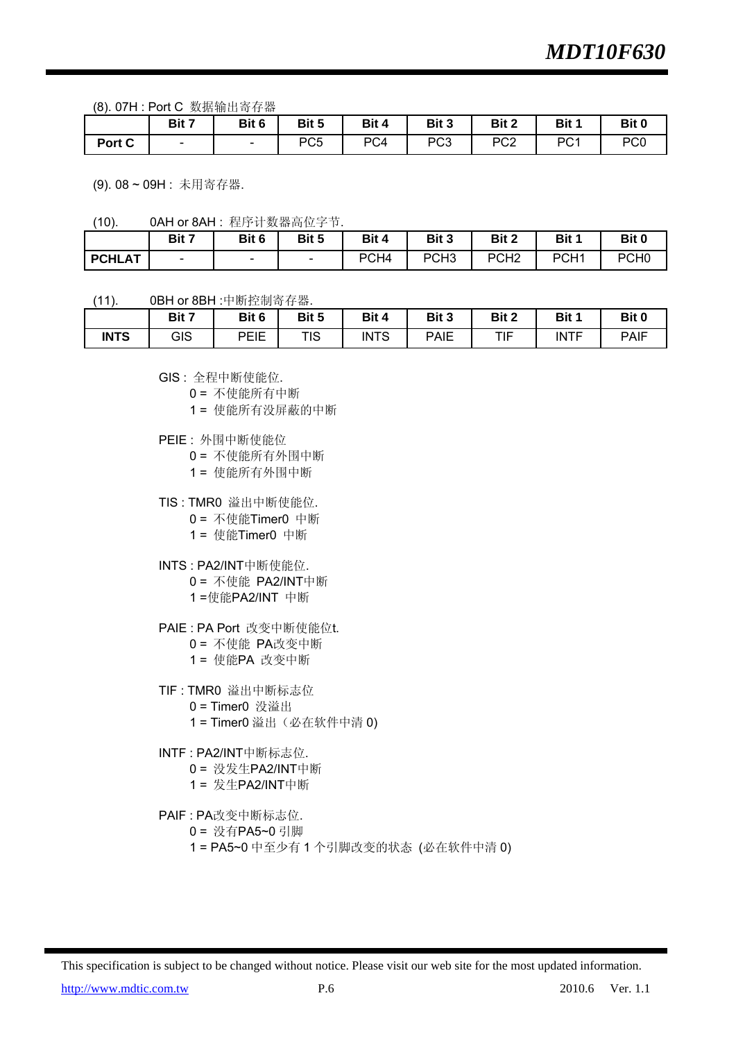(8). 07H : Port C 数据输出寄存器

| | Bit 7 | Bit 6 | Bit 5 | Bit 4 | Bit 3 | Bit 2 | Bit 1 | Bit 0 |
|---|---|---|---|---|---|---|---|---|
| **Port C** | - | - | PC5 | PC4 | PC3 | PC2 | PC1 | PC0 |

(9). 08 ~ 09H : 未用寄存器.

(10). 0AH or 8AH : 程序计数器高位字节.

| | Bit 7 | Bit 6 | Bit 5 | Bit 4 | Bit 3 | Bit 2 | Bit 1 | Bit 0 |
|---|---|---|---|---|---|---|---|---|
| **PCHLAT** | - | - | - | PCH4 | PCH3 | PCH2 | PCH1 | PCH0 |

(11). 0BH or 8BH :中断控制寄存器.

| | Bit 7 | Bit 6 | Bit 5 | Bit 4 | Bit 3 | Bit 2 | Bit 1 | Bit 0 |
|---|---|---|---|---|---|---|---|---|
| **INTS** | GIS | PEIE | TIS | INTS | PAIE | TIF | INTF | PAIF |

GIS : 全程中断使能位.
- 0 = 不使能所有中断
- 1 = 使能所有没屏蔽的中断

PEIE : 外围中断使能位
- 0 = 不使能所有外围中断
- 1 = 使能所有外围中断

TIS : TMR0 溢出中断使能位.
- 0 = 不使能Timer0 中断
- 1 = 使能Timer0 中断

INTS : PA2/INT中断使能位.
- 0 = 不使能 PA2/INT中断
- 1 =使能PA2/INT 中断

PAIE : PA Port 改变中断使能位t.
- 0 = 不使能 PA改变中断
- 1 = 使能PA 改变中断

TIF : TMR0 溢出中断标志位
- 0 = Timer0 没溢出
- 1 = Timer0 溢出（必在软件中清 0)

INTF : PA2/INT中断标志位.
- 0 = 没发生PA2/INT中断
- 1 = 发生PA2/INT中断

PAIF : PA改变中断标志位.
- 0 = 没有PA5~0 引脚
- 1 = PA5~0 中至少有 1 个引脚改变的状态 (必在软件中清 0)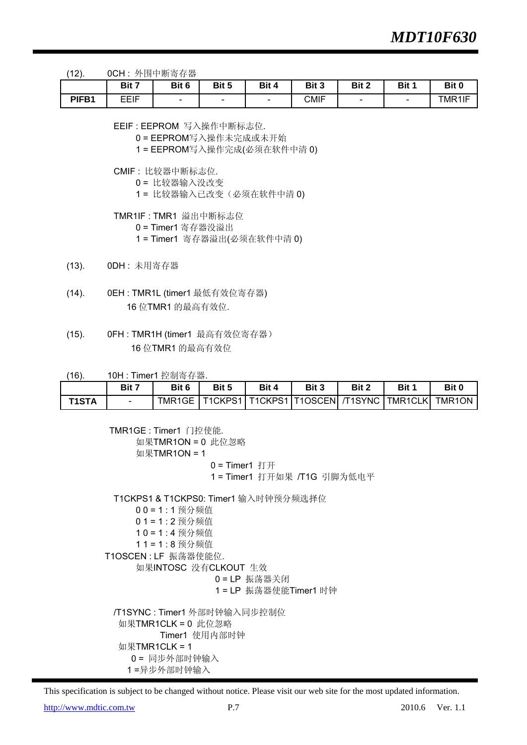(12).　0CH : 外围中断寄存器

| | Bit 7 | Bit 6 | Bit 5 | Bit 4 | Bit 3 | Bit 2 | Bit 1 | Bit 0 |
|---|---|---|---|---|---|---|---|---|
| **PIFB1** | EEIF | - | - | - | CMIF | - | - | TMR1IF |

EEIF : EEPROM 写入操作中断标志位.
- 0 = EEPROM写入操作未完成或未开始
- 1 = EEPROM写入操作完成(必须在软件中清 0)

CMIF : 比较器中断标志位.
- 0 = 比较器输入没改变
- 1 = 比较器输入已改变（必须在软件中清 0)

TMR1IF : TMR1 溢出中断标志位
- 0 = Timer1 寄存器没溢出
- 1 = Timer1 寄存器溢出(必须在软件中清 0)

(13).　0DH : 未用寄存器

(14).　0EH : TMR1L (timer1 最低有效位寄存器)
16 位TMR1 的最高有效位.

(15).　0FH : TMR1H (timer1 最高有效位寄存器）
16 位TMR1 的最高有效位

(16).　10H : Timer1 控制寄存器.

| | Bit 7 | Bit 6 | Bit 5 | Bit 4 | Bit 3 | Bit 2 | Bit 1 | Bit 0 |
|---|---|---|---|---|---|---|---|---|
| **T1STA** | - | TMR1GE | T1CKPS1 | T1CKPS1 | T1OSCEN | /T1SYNC | TMR1CLK | TMR1ON |

TMR1GE : Timer1 门控使能.
- 如果TMR1ON = 0 此位忽略
- 如果TMR1ON = 1
  - 0 = Timer1 打开
  - 1 = Timer1 打开如果 /T1G 引脚为低电平

T1CKPS1 & T1CKPS0: Timer1 输入时钟预分频选择位
- 0 0 = 1 : 1 预分频值
- 0 1 = 1 : 2 预分频值
- 1 0 = 1 : 4 预分频值
- 1 1 = 1 : 8 预分频值

T1OSCEN : LF 振荡器使能位.
- 如果INTOSC 没有CLKOUT 生效
  - 0 = LP 振荡器关闭
  - 1 = LP 振荡器使能Timer1 时钟

/T1SYNC : Timer1 外部时钟输入同步控制位
- 如果TMR1CLK = 0 此位忽略
  - Timer1 使用内部时钟
- 如果TMR1CLK = 1
  - 0 = 同步外部时钟输入
  - 1 =异步外部时钟输入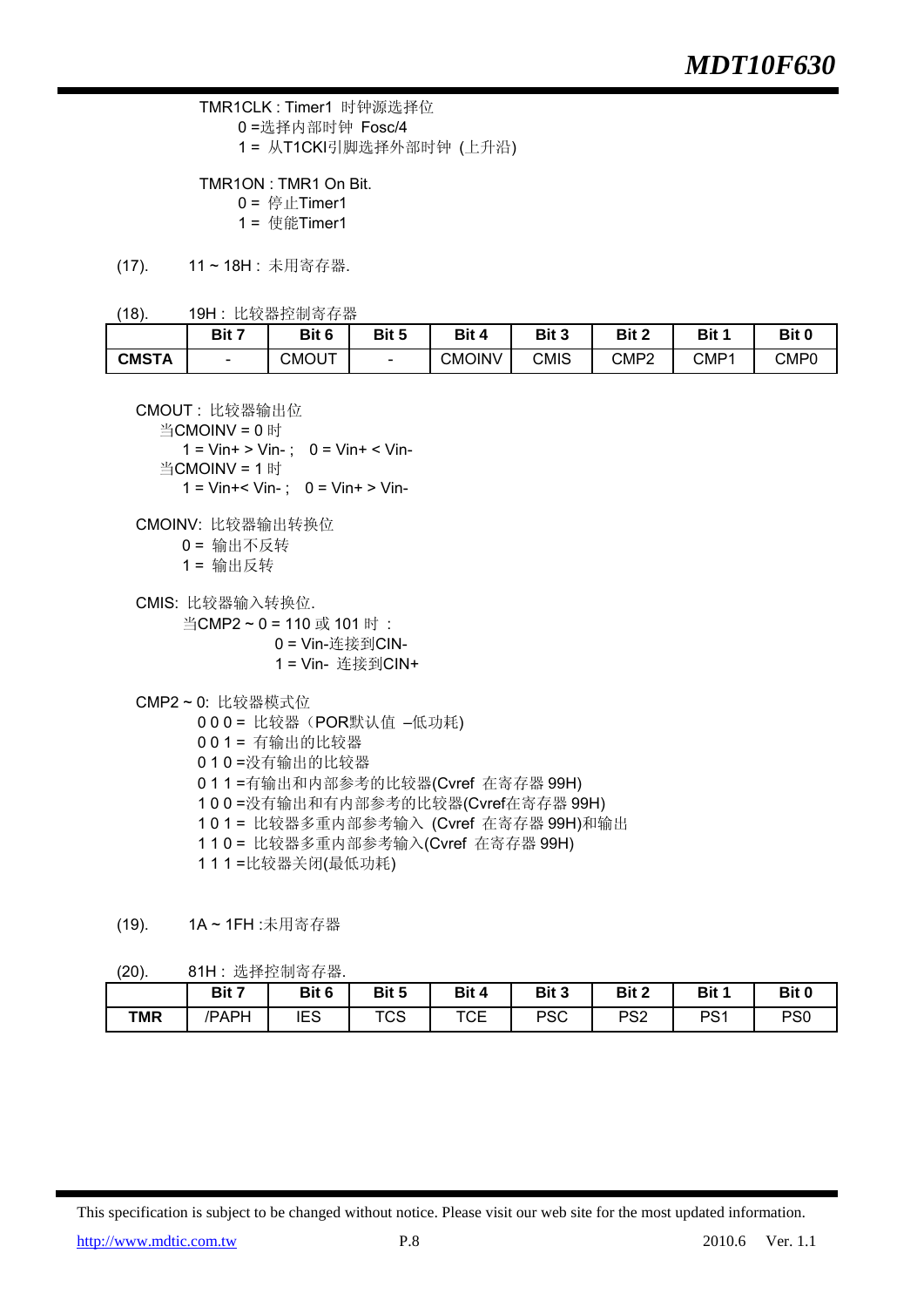TMR1CLK : Timer1 时钟源选择位

0 =选择内部时钟 Fosc/4

1 = 从T1CKI引脚选择外部时钟 (上升沿)

TMR1ON : TMR1 On Bit.

0 = 停止Timer1

1 = 使能Timer1

(17). 11 ~ 18H : 未用寄存器.

(18). 19H : 比较器控制寄存器

| | Bit 7 | Bit 6 | Bit 5 | Bit 4 | Bit 3 | Bit 2 | Bit 1 | Bit 0 |
|---|---|---|---|---|---|---|---|---|
| **CMSTA** | - | CMOUT | - | CMOINV | CMIS | CMP2 | CMP1 | CMP0 |

CMOUT : 比较器输出位

当CMOINV = 0 时

1 = Vin+ > Vin- ; 0 = Vin+ < Vin-

当CMOINV = 1 时

1 = Vin+< Vin- ; 0 = Vin+ > Vin-

CMOINV: 比较器输出转换位

0 = 输出不反转

1 = 输出反转

CMIS: 比较器输入转换位.

当CMP2 ~ 0 = 110 或 101 时 :

0 = Vin-连接到CIN-

1 = Vin- 连接到CIN+

CMP2 ~ 0: 比较器模式位

0 0 0 = 比较器（POR默认值 –低功耗)

0 0 1 = 有输出的比较器

0 1 0 =没有输出的比较器

0 1 1 =有输出和内部参考的比较器(Cvref 在寄存器 99H)

1 0 0 =没有输出和有内部参考的比较器(Cvref在寄存器 99H)

1 0 1 = 比较器多重内部参考输入 (Cvref 在寄存器 99H)和输出

1 1 0 = 比较器多重内部参考输入(Cvref 在寄存器 99H)

1 1 1 =比较器关闭(最低功耗)

(19). 1A ~ 1FH :未用寄存器

(20). 81H : 选择控制寄存器.

| | Bit 7 | Bit 6 | Bit 5 | Bit 4 | Bit 3 | Bit 2 | Bit 1 | Bit 0 |
|---|---|---|---|---|---|---|---|---|
| **TMR** | /PAPH | IES | TCS | TCE | PSC | PS2 | PS1 | PS0 |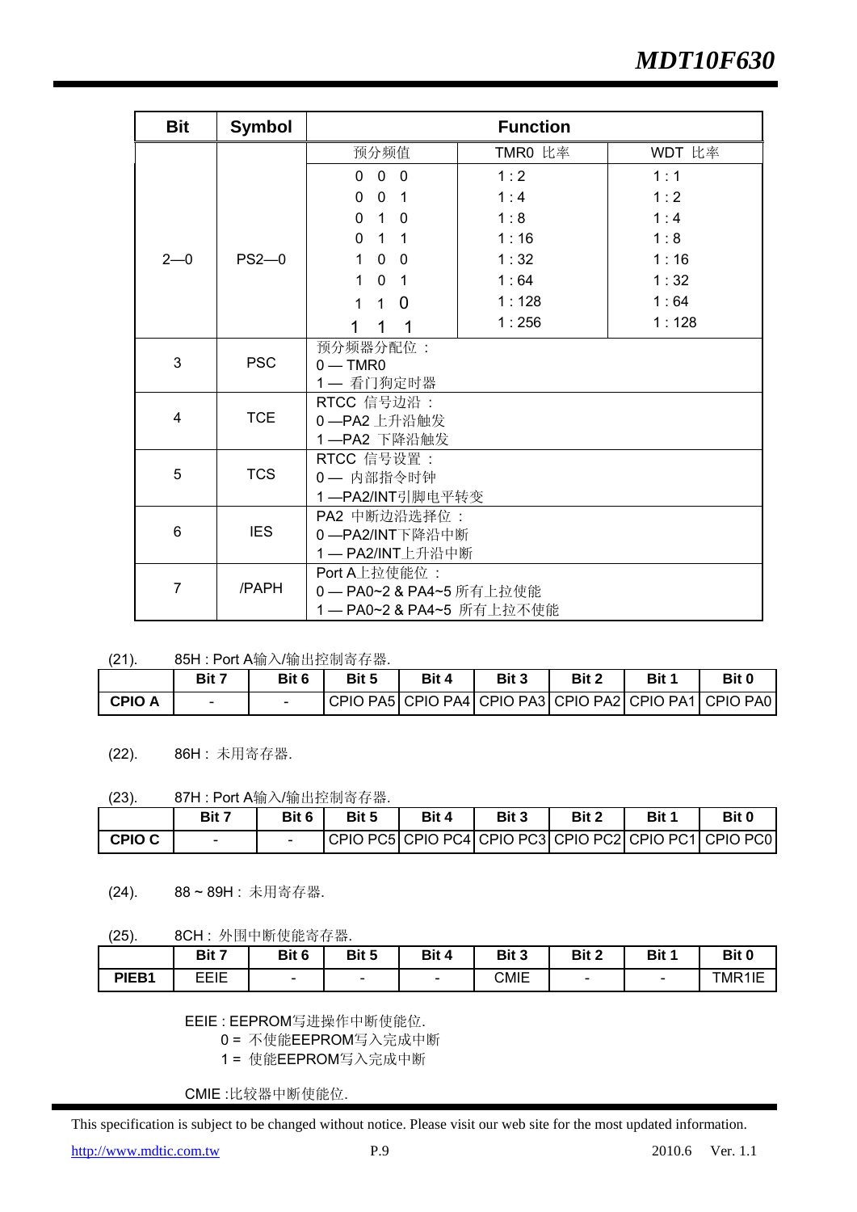| Bit | Symbol | Function | | |
|---|---|---|---|---|
| 2—0 | PS2—0 | 预分频值 | TMR0 比率 | WDT 比率 |
| | | 0 0 0 | 1 : 2 | 1 : 1 |
| | | 0 0 1 | 1 : 4 | 1 : 2 |
| | | 0 1 0 | 1 : 8 | 1 : 4 |
| | | 0 1 1 | 1 : 16 | 1 : 8 |
| | | 1 0 0 | 1 : 32 | 1 : 16 |
| | | 1 0 1 | 1 : 64 | 1 : 32 |
| | | 1 1 0 | 1 : 128 | 1 : 64 |
| | | 1 1 1 | 1 : 256 | 1 : 128 |
| 3 | PSC | 预分频器分配位：<br>0 — TMR0<br>1 — 看门狗定时器 | | |
| 4 | TCE | RTCC 信号边沿：<br>0 —PA2 上升沿触发<br>1 —PA2 下降沿触发 | | |
| 5 | TCS | RTCC 信号设置：<br>0 — 内部指令时钟<br>1 —PA2/INT引脚电平转变 | | |
| 6 | IES | PA2 中断边沿选择位：<br>0 —PA2/INT下降沿中断<br>1 — PA2/INT上升沿中断 | | |
| 7 | /PAPH | Port A上拉使能位：<br>0 — PA0~2 & PA4~5 所有上拉使能<br>1 — PA0~2 & PA4~5 所有上拉不使能 | | |

(21). 85H : Port A输入/输出控制寄存器.

| | Bit 7 | Bit 6 | Bit 5 | Bit 4 | Bit 3 | Bit 2 | Bit 1 | Bit 0 |
|---|---|---|---|---|---|---|---|---|
| CPIO A | - | - | CPIO PA5 | CPIO PA4 | CPIO PA3 | CPIO PA2 | CPIO PA1 | CPIO PA0 |

(22). 86H : 未用寄存器.

(23). 87H : Port A输入/输出控制寄存器.

| | Bit 7 | Bit 6 | Bit 5 | Bit 4 | Bit 3 | Bit 2 | Bit 1 | Bit 0 |
|---|---|---|---|---|---|---|---|---|
| CPIO C | - | - | CPIO PC5 | CPIO PC4 | CPIO PC3 | CPIO PC2 | CPIO PC1 | CPIO PC0 |

(24). 88 ~ 89H : 未用寄存器.

(25). 8CH : 外围中断使能寄存器.

| | Bit 7 | Bit 6 | Bit 5 | Bit 4 | Bit 3 | Bit 2 | Bit 1 | Bit 0 |
|---|---|---|---|---|---|---|---|---|
| PIEB1 | EEIE | - | - | - | CMIE | - | - | TMR1IE |

EEIE : EEPROM写进操作中断使能位.
0 = 不使能EEPROM写入完成中断
1 = 使能EEPROM写入完成中断

CMIE :比较器中断使能位.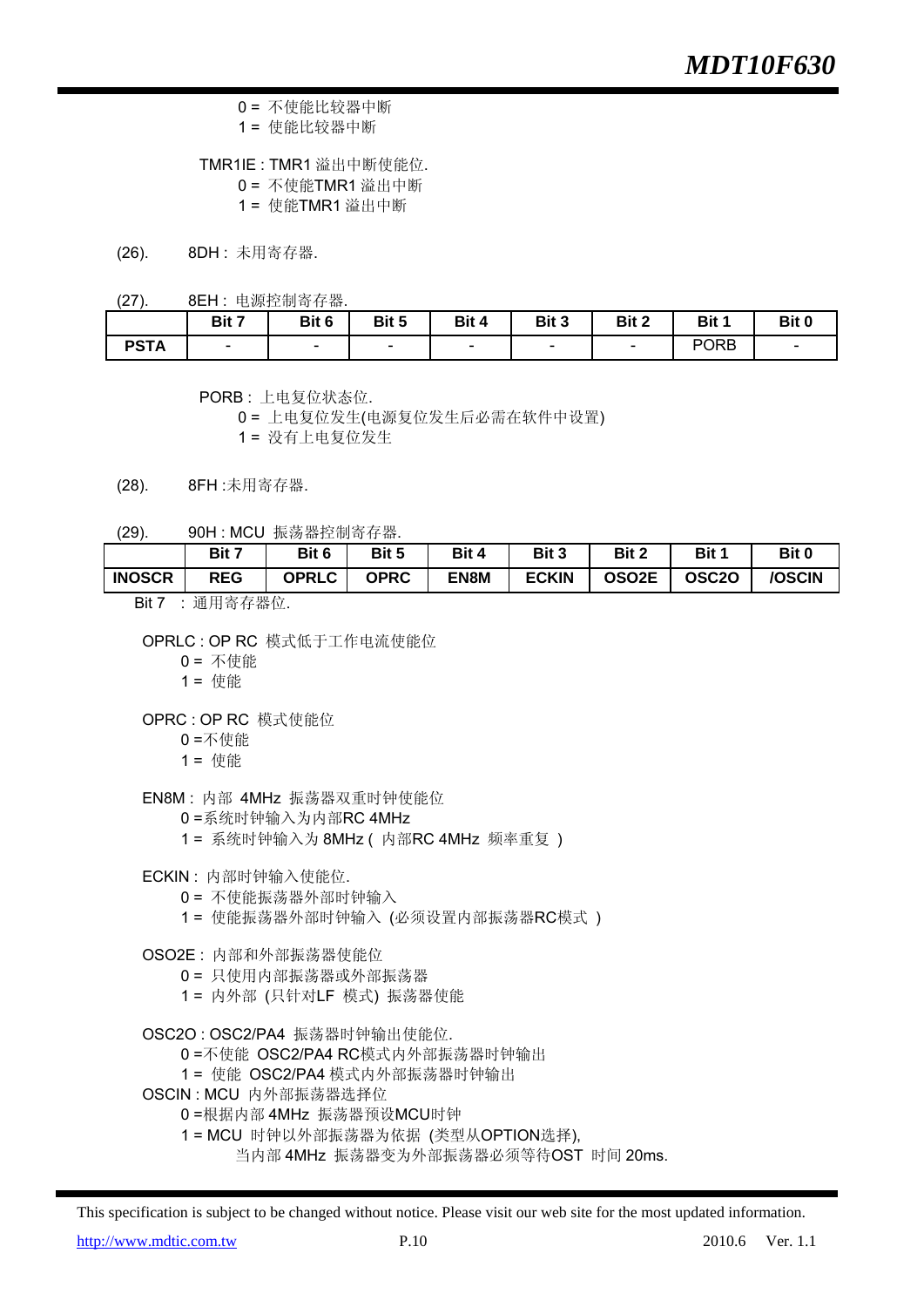0 = 不使能比较器中断
1 = 使能比较器中断

TMR1IE : TMR1 溢出中断使能位.
0 = 不使能TMR1 溢出中断
1 = 使能TMR1 溢出中断

(26). 8DH : 未用寄存器.

(27). 8EH : 电源控制寄存器.

| | Bit 7 | Bit 6 | Bit 5 | Bit 4 | Bit 3 | Bit 2 | Bit 1 | Bit 0 |
|---|---|---|---|---|---|---|---|---|
| **PSTA** | - | - | - | - | - | - | PORB | - |

PORB : 上电复位状态位.
0 = 上电复位发生(电源复位发生后必需在软件中设置)
1 = 没有上电复位发生

(28). 8FH :未用寄存器.

(29). 90H : MCU 振荡器控制寄存器.

| | Bit 7 | Bit 6 | Bit 5 | Bit 4 | Bit 3 | Bit 2 | Bit 1 | Bit 0 |
|---|---|---|---|---|---|---|---|---|
| **INOSCR** | **REG** | **OPRLC** | **OPRC** | **EN8M** | **ECKIN** | **OSO2E** | **OSC2O** | **/OSCIN** |

Bit 7 : 通用寄存器位.

OPRLC : OP RC 模式低于工作电流使能位
0 = 不使能
1 = 使能

OPRC : OP RC 模式使能位
0 =不使能
1 = 使能

EN8M : 内部 4MHz 振荡器双重时钟使能位
0 =系统时钟输入为内部RC 4MHz
1 = 系统时钟输入为 8MHz ( 内部RC 4MHz 频率重复 )

ECKIN : 内部时钟输入使能位.
0 = 不使能振荡器外部时钟输入
1 = 使能振荡器外部时钟输入 (必须设置内部振荡器RC模式 )

OSO2E : 内部和外部振荡器使能位
0 = 只使用内部振荡器或外部振荡器
1 = 内外部 (只针对LF 模式) 振荡器使能

OSC2O : OSC2/PA4 振荡器时钟输出使能位.
0 =不使能 OSC2/PA4 RC模式内外部振荡器时钟输出
1 = 使能 OSC2/PA4 模式内外部振荡器时钟输出

OSCIN : MCU 内外部振荡器选择位
0 =根据内部 4MHz 振荡器预设MCU时钟
1 = MCU 时钟以外部振荡器为依据 (类型从OPTION选择),
当内部 4MHz 振荡器变为外部振荡器必须等待OST 时间 20ms.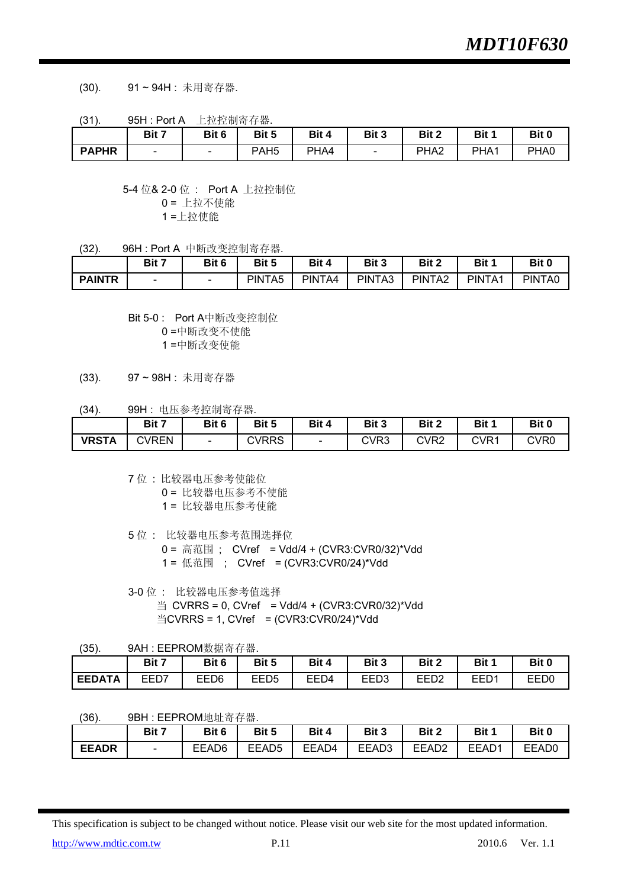(30). 91 ~ 94H : 未用寄存器.

(31). 95H : Port A 上拉控制寄存器.

| | Bit 7 | Bit 6 | Bit 5 | Bit 4 | Bit 3 | Bit 2 | Bit 1 | Bit 0 |
|---|---|---|---|---|---|---|---|---|
| **PAPHR** | - | - | PAH5 | PHA4 | - | PHA2 | PHA1 | PHA0 |

5-4 位& 2-0 位 : Port A 上拉控制位
0 = 上拉不使能
1 =上拉使能

(32). 96H : Port A 中断改变控制寄存器.

| | Bit 7 | Bit 6 | Bit 5 | Bit 4 | Bit 3 | Bit 2 | Bit 1 | Bit 0 |
|---|---|---|---|---|---|---|---|---|
| **PAINTR** | - | - | PINTA5 | PINTA4 | PINTA3 | PINTA2 | PINTA1 | PINTA0 |

Bit 5-0 : Port A中断改变控制位
0 =中断改变不使能
1 =中断改变使能

(33). 97 ~ 98H : 未用寄存器

(34). 99H : 电压参考控制寄存器.

| | Bit 7 | Bit 6 | Bit 5 | Bit 4 | Bit 3 | Bit 2 | Bit 1 | Bit 0 |
|---|---|---|---|---|---|---|---|---|
| **VRSTA** | CVREN | - | CVRRS | - | CVR3 | CVR2 | CVR1 | CVR0 |

7 位 : 比较器电压参考使能位
0 = 比较器电压参考不使能
1 = 比较器电压参考使能

5 位 : 比较器电压参考范围选择位
0 = 高范围 ; CVref = Vdd/4 + (CVR3:CVR0/32)*Vdd
1 = 低范围 ; CVref = (CVR3:CVR0/24)*Vdd

3-0 位 : 比较器电压参考值选择
当 CVRRS = 0, CVref = Vdd/4 + (CVR3:CVR0/32)*Vdd
当CVRRS = 1, CVref = (CVR3:CVR0/24)*Vdd

(35). 9AH : EEPROM数据寄存器.

| | Bit 7 | Bit 6 | Bit 5 | Bit 4 | Bit 3 | Bit 2 | Bit 1 | Bit 0 |
|---|---|---|---|---|---|---|---|---|
| **EEDATA** | EED7 | EED6 | EED5 | EED4 | EED3 | EED2 | EED1 | EED0 |

(36). 9BH : EEPROM地址寄存器.

| | Bit 7 | Bit 6 | Bit 5 | Bit 4 | Bit 3 | Bit 2 | Bit 1 | Bit 0 |
|---|---|---|---|---|---|---|---|---|
| **EEADR** | - | EEAD6 | EEAD5 | EEAD4 | EEAD3 | EEAD2 | EEAD1 | EEAD0 |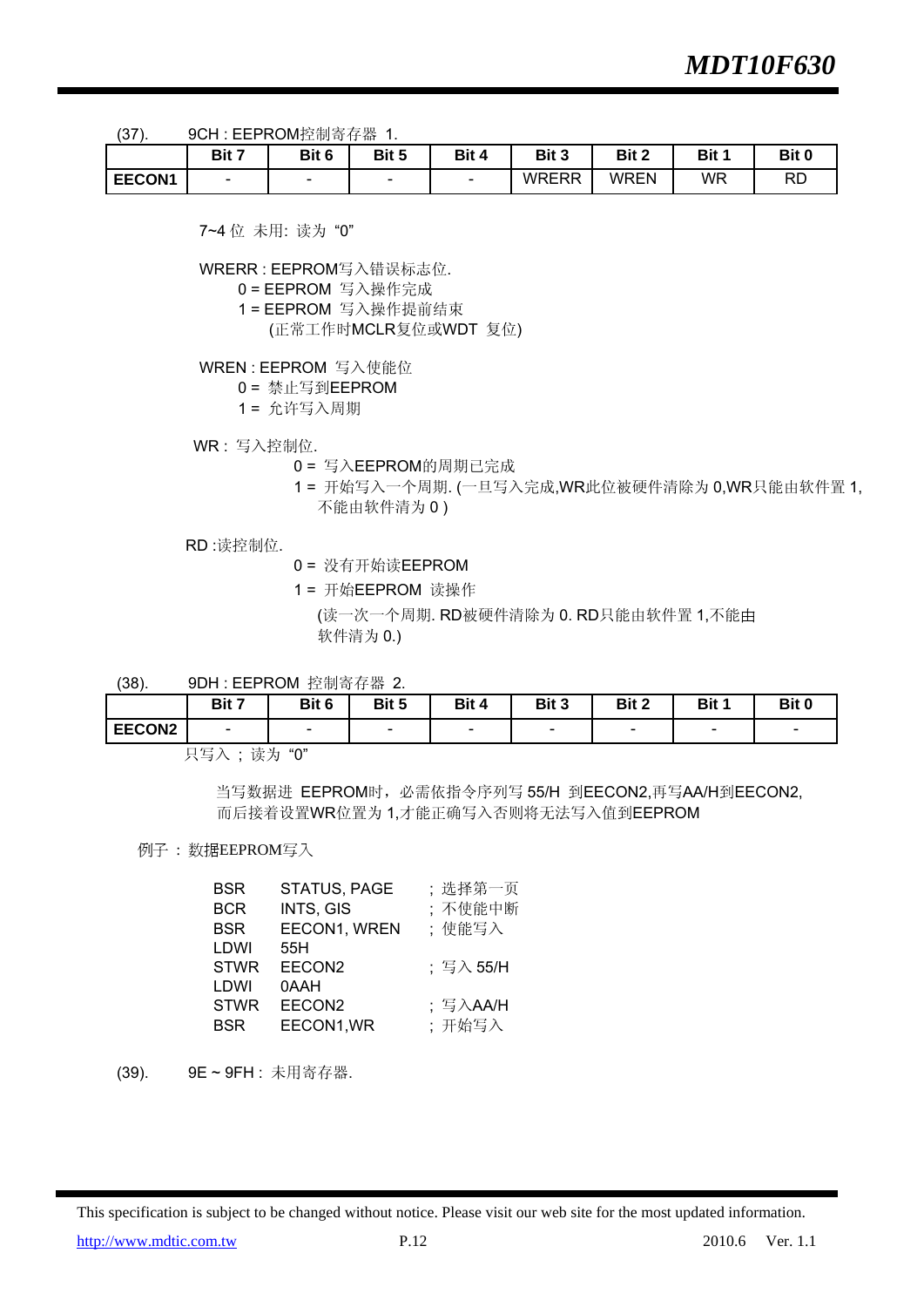(37).　9CH : EEPROM控制寄存器 1.

| | Bit 7 | Bit 6 | Bit 5 | Bit 4 | Bit 3 | Bit 2 | Bit 1 | Bit 0 |
|---|---|---|---|---|---|---|---|---|
| **EECON1** | - | - | - | - | WRERR | WREN | WR | RD |

7~4 位 未用: 读为 "0"

WRERR : EEPROM写入错误标志位.
- 0 = EEPROM 写入操作完成
- 1 = EEPROM 写入操作提前结束
  (正常工作时MCLR复位或WDT 复位)

WREN : EEPROM 写入使能位
- 0 = 禁止写到EEPROM
- 1 = 允许写入周期

WR : 写入控制位.
- 0 = 写入EEPROM的周期已完成
- 1 = 开始写入一个周期. (一旦写入完成,WR此位被硬件清除为 0,WR只能由软件置 1, 不能由软件清为 0 )

RD :读控制位.
- 0 = 没有开始读EEPROM
- 1 = 开始EEPROM 读操作
  (读一次一个周期. RD被硬件清除为 0. RD只能由软件置 1,不能由软件清为 0.)

(38).　9DH : EEPROM 控制寄存器 2.

| | Bit 7 | Bit 6 | Bit 5 | Bit 4 | Bit 3 | Bit 2 | Bit 1 | Bit 0 |
|---|---|---|---|---|---|---|---|---|
| **EECON2** | - | - | - | - | - | - | - | - |

只写入 ; 读为 "0"

当写数据进 EEPROM时，必需依指令序列写 55/H 到EECON2,再写AA/H到EECON2, 而后接着设置WR位置为 1,才能正确写入否则将无法写入值到EEPROM

例子 : 数据EEPROM写入

```
BSR     STATUS, PAGE      ; 选择第一页
BCR     INTS, GIS         ; 不使能中断
BSR     EECON1, WREN      ; 使能写入
LDWI    55H
STWR    EECON2            ; 写入 55/H
LDWI    0AAH
STWR    EECON2            ; 写入AA/H
BSR     EECON1,WR         ; 开始写入
```

(39).　9E ~ 9FH : 未用寄存器.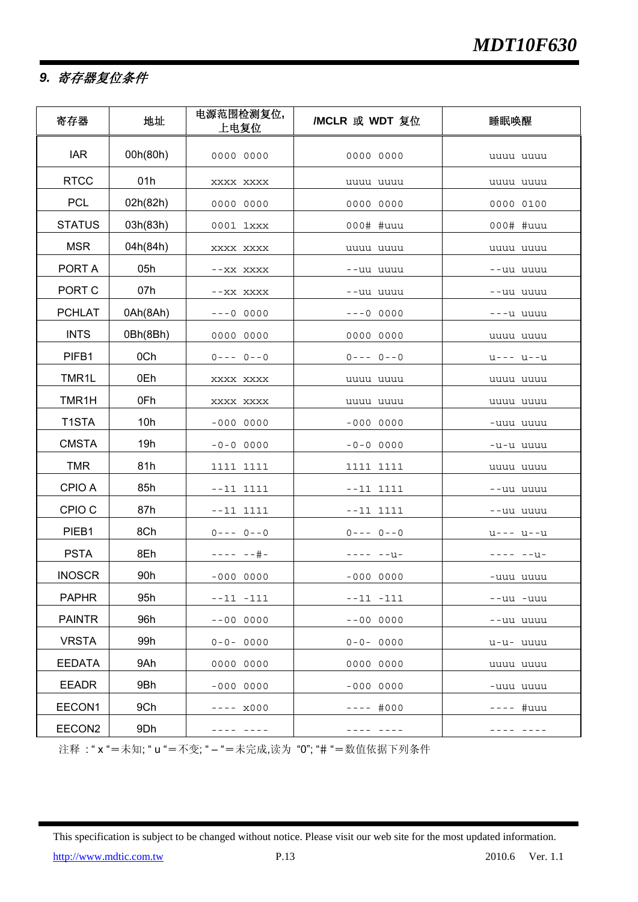## *9. 寄存器复位条件*

| 寄存器 | 地址 | 电源范围检测复位,上电复位 | /MCLR 或 WDT 复位 | 睡眠唤醒 |
|---|---|---|---|---|
| IAR | 00h(80h) | 0000 0000 | 0000 0000 | uuuu uuuu |
| RTCC | 01h | xxxx xxxx | uuuu uuuu | uuuu uuuu |
| PCL | 02h(82h) | 0000 0000 | 0000 0000 | 0000 0100 |
| STATUS | 03h(83h) | 0001 1xxx | 000# #uuu | 000# #uuu |
| MSR | 04h(84h) | xxxx xxxx | uuuu uuuu | uuuu uuuu |
| PORT A | 05h | --xx xxxx | --uu uuuu | --uu uuuu |
| PORT C | 07h | --xx xxxx | --uu uuuu | --uu uuuu |
| PCHLAT | 0Ah(8Ah) | ---0 0000 | ---0 0000 | ---u uuuu |
| INTS | 0Bh(8Bh) | 0000 0000 | 0000 0000 | uuuu uuuu |
| PIFB1 | 0Ch | 0--- 0--0 | 0--- 0--0 | u--- u--u |
| TMR1L | 0Eh | xxxx xxxx | uuuu uuuu | uuuu uuuu |
| TMR1H | 0Fh | xxxx xxxx | uuuu uuuu | uuuu uuuu |
| T1STA | 10h | -000 0000 | -000 0000 | -uuu uuuu |
| CMSTA | 19h | -0-0 0000 | -0-0 0000 | -u-u uuuu |
| TMR | 81h | 1111 1111 | 1111 1111 | uuuu uuuu |
| CPIO A | 85h | --11 1111 | --11 1111 | --uu uuuu |
| CPIO C | 87h | --11 1111 | --11 1111 | --uu uuuu |
| PIEB1 | 8Ch | 0--- 0--0 | 0--- 0--0 | u--- u--u |
| PSTA | 8Eh | ---- --#- | ---- --u- | ---- --u- |
| INOSCR | 90h | -000 0000 | -000 0000 | -uuu uuuu |
| PAPHR | 95h | --11 -111 | --11 -111 | --uu -uuu |
| PAINTR | 96h | --00 0000 | --00 0000 | --uu uuuu |
| VRSTA | 99h | 0-0- 0000 | 0-0- 0000 | u-u- uuuu |
| EEDATA | 9Ah | 0000 0000 | 0000 0000 | uuuu uuuu |
| EEADR | 9Bh | -000 0000 | -000 0000 | -uuu uuuu |
| EECON1 | 9Ch | ---- x000 | ---- #000 | ---- #uuu |
| EECON2 | 9Dh | ---- ---- | ---- ---- | ---- ---- |

注释 : " x "＝未知; " u "＝不变; " – "＝未完成,读为 "0"; "# "＝数值依据下列条件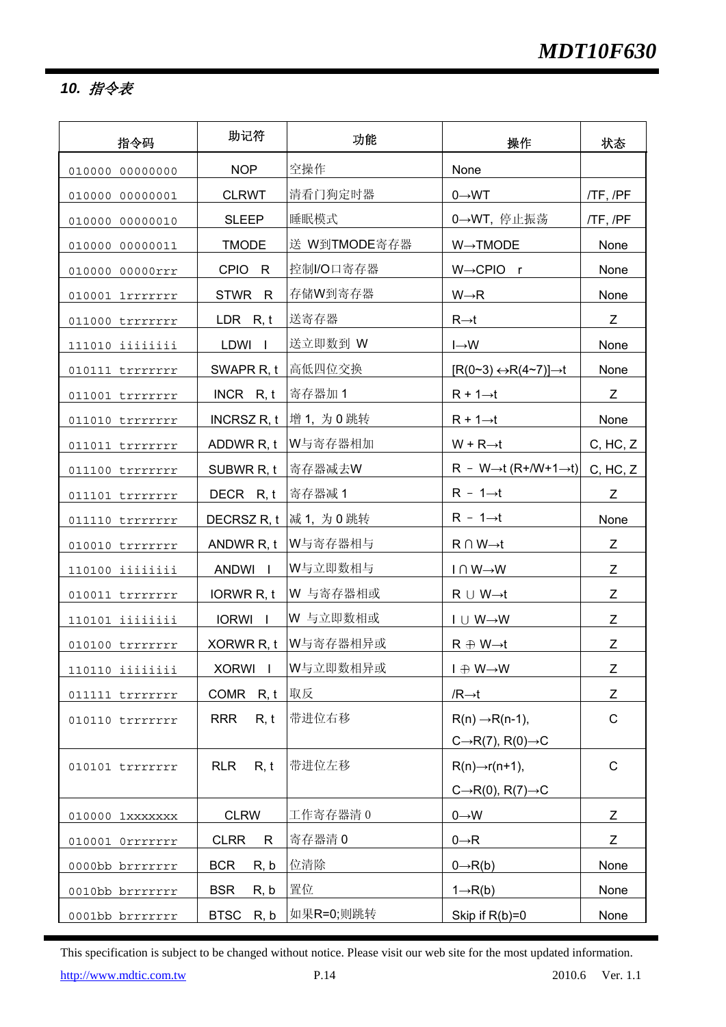## 10. 指令表

| 指令码 | 助记符 | 功能 | 操作 | 状态 |
|---|---|---|---|---|
| 010000 00000000 | NOP | 空操作 | None | |
| 010000 00000001 | CLRWT | 清看门狗定时器 | 0→WT | /TF, /PF |
| 010000 00000010 | SLEEP | 睡眠模式 | 0→WT，停止振荡 | /TF, /PF |
| 010000 00000011 | TMODE | 送 W到TMODE寄存器 | W→TMODE | None |
| 010000 00000rrr | CPIO R | 控制I/O口寄存器 | W→CPIO r | None |
| 010001 1rrrrrrr | STWR R | 存储W到寄存器 | W→R | None |
| 011000 trrrrrrr | LDR R, t | 送寄存器 | R→t | Z |
| 111010 iiiiiiii | LDWI I | 送立即数到 W | I→W | None |
| 010111 trrrrrrr | SWAPR R, t | 高低四位交换 | [R(0~3) ↔R(4~7)]→t | None |
| 011001 trrrrrrr | INCR R, t | 寄存器加 1 | R + 1→t | Z |
| 011010 trrrrrrr | INCRSZ R, t | 增 1，为 0 跳转 | R + 1→t | None |
| 011011 trrrrrrr | ADDWR R, t | W与寄存器相加 | W + R→t | C, HC, Z |
| 011100 trrrrrrr | SUBWR R, t | 寄存器减去W | R － W→t (R+/W+1→t) | C, HC, Z |
| 011101 trrrrrrr | DECR R, t | 寄存器减 1 | R － 1→t | Z |
| 011110 trrrrrrr | DECRSZ R, t | 减 1，为 0 跳转 | R － 1→t | None |
| 010010 trrrrrrr | ANDWR R, t | W与寄存器相与 | R ∩ W→t | Z |
| 110100 iiiiiiii | ANDWI I | W与立即数相与 | I ∩ W→W | Z |
| 010011 trrrrrrr | IORWR R, t | W 与寄存器相或 | R ∪ W→t | Z |
| 110101 iiiiiiii | IORWI I | W 与立即数相或 | I ∪ W→W | Z |
| 010100 trrrrrrr | XORWR R, t | W与寄存器相异或 | R ⊕ W→t | Z |
| 110110 iiiiiiii | XORWI I | W与立即数相异或 | I ⊕ W→W | Z |
| 011111 trrrrrrr | COMR R, t | 取反 | /R→t | Z |
| 010110 trrrrrrr | RRR R, t | 带进位右移 | R(n) →R(n-1), C→R(7), R(0)→C | C |
| 010101 trrrrrrr | RLR R, t | 带进位左移 | R(n)→r(n+1), C→R(0), R(7)→C | C |
| 010000 1xxxxxxx | CLRW | 工作寄存器清 0 | 0→W | Z |
| 010001 0rrrrrrr | CLRR R | 寄存器清 0 | 0→R | Z |
| 0000bb brrrrrrr | BCR R, b | 位清除 | 0→R(b) | None |
| 0010bb brrrrrrr | BSR R, b | 置位 | 1→R(b) | None |
| 0001bb brrrrrrr | BTSC R, b | 如果R=0;则跳转 | Skip if R(b)=0 | None |

This specification is subject to be changed without notice. Please visit our web site for the most updated information.

http://www.mdtic.com.tw 2010.6 Ver. 1.1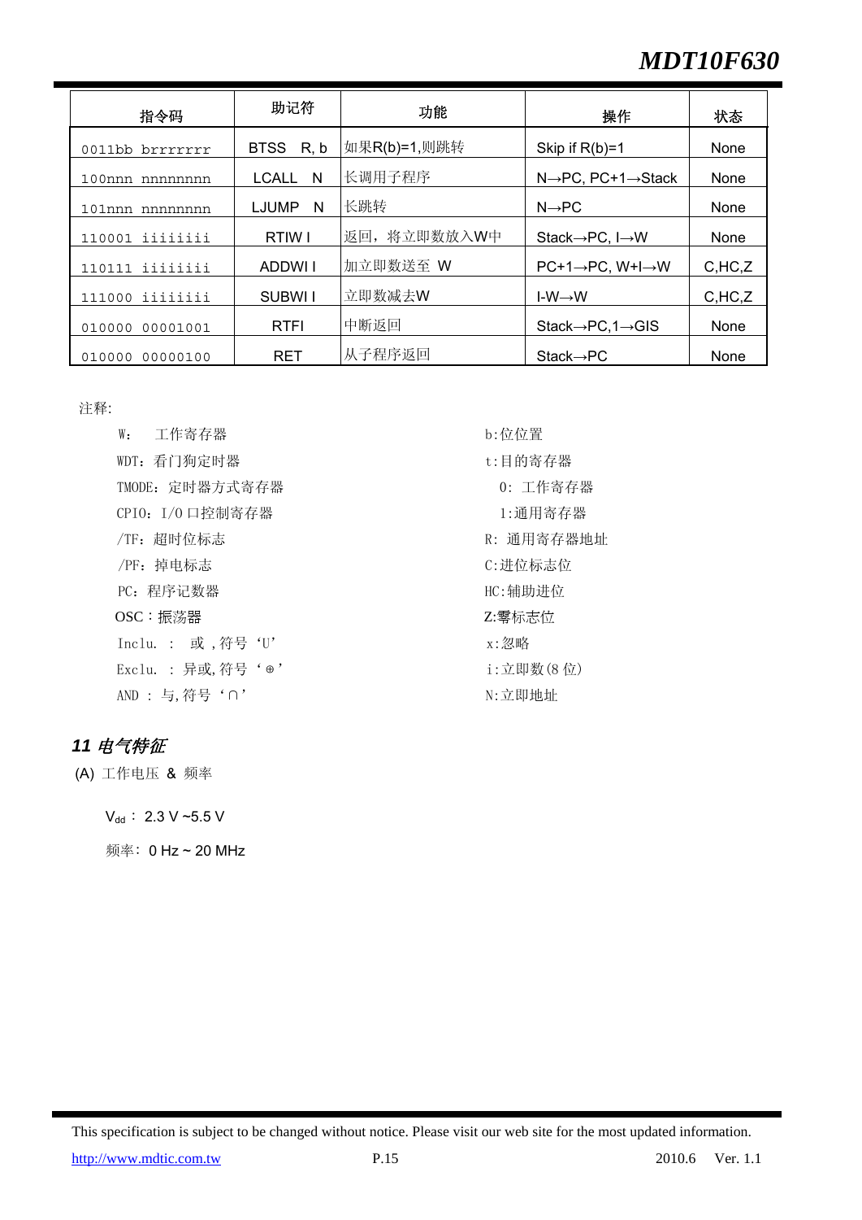| 指令码 | 助记符 | 功能 | 操作 | 状态 |
|---|---|---|---|---|
| 0011bb brrrrrrr | BTSS R, b | 如果R(b)=1,则跳转 | Skip if R(b)=1 | None |
| 100nnn nnnnnnnn | LCALL N | 长调用子程序 | N→PC, PC+1→Stack | None |
| 101nnn nnnnnnnn | LJUMP N | 长跳转 | N→PC | None |
| 110001 iiiiiiii | RTIW I | 返回，将立即数放入W中 | Stack→PC, I→W | None |
| 110111 iiiiiiii | ADDWI I | 加立即数送至 W | PC+1→PC, W+I→W | C,HC,Z |
| 111000 iiiiiiii | SUBWI I | 立即数减去W | I-W→W | C,HC,Z |
| 010000 00001001 | RTFI | 中断返回 | Stack→PC,1→GIS | None |
| 010000 00000100 | RET | 从子程序返回 | Stack→PC | None |

注释:

- W： 工作寄存器
- WDT：看门狗定时器
- TMODE：定时器方式寄存器
- CPIO：I/O 口控制寄存器
- /TF：超时位标志
- /PF：掉电标志
- PC：程序记数器
- OSC：振荡器
- Inclu. ： 或，符号‘U’
- Exclu. ：异或，符号‘⊕’
- AND ：与，符号‘∩’
- b:位位置
- t:目的寄存器
  - 0: 工作寄存器
  - 1:通用寄存器
- R: 通用寄存器地址
- C:进位标志位
- HC:辅助进位
- Z:零标志位
- x:忽略
- i:立即数(8 位)
- N:立即地址

## *11 电气特征*

(A) 工作电压 & 频率

$V_{dd}$： 2.3 V ~5.5 V

频率: 0 Hz ~ 20 MHz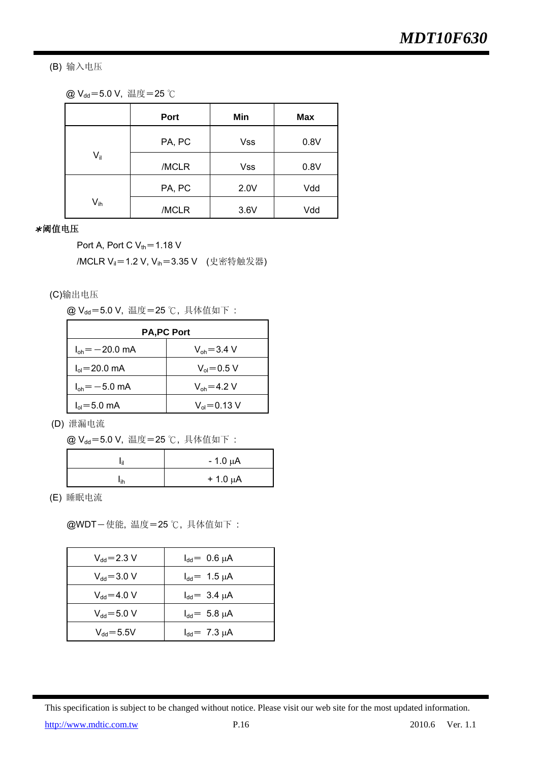(B) 输入电压

@ $V_{dd}$＝5.0 V, 温度＝25 ℃

| | Port | Min | Max |
|---|---|---|---|
| $V_{il}$ | PA, PC | Vss | 0.8V |
| | /MCLR | Vss | 0.8V |
| $V_{ih}$ | PA, PC | 2.0V | Vdd |
| | /MCLR | 3.6V | Vdd |

*阈值电压

Port A, Port C $V_{th}$＝1.18 V

/MCLR $V_{il}$＝1.2 V, $V_{ih}$＝3.35 V (史密特触发器)

(C)输出电压

@ $V_{dd}$＝5.0 V, 温度＝25 ℃, 具体值如下：

| PA,PC Port | |
|---|---|
| $I_{oh}$＝－20.0 mA | $V_{oh}$＝3.4 V |
| $I_{ol}$＝20.0 mA | $V_{ol}$＝0.5 V |
| $I_{oh}$＝－5.0 mA | $V_{oh}$＝4.2 V |
| $I_{ol}$＝5.0 mA | $V_{ol}$＝0.13 V |

(D) 泄漏电流

@ $V_{dd}$＝5.0 V, 温度＝25 ℃, 具体值如下：

| | |
|---|---|
| $I_{il}$ | - 1.0 μA |
| $I_{ih}$ | + 1.0 μA |

(E) 睡眠电流

@WDT－使能, 温度＝25 ℃, 具体值如下：

| | |
|---|---|
| $V_{dd}$＝2.3 V | $I_{dd}$＝ 0.6 μA |
| $V_{dd}$＝3.0 V | $I_{dd}$＝ 1.5 μA |
| $V_{dd}$＝4.0 V | $I_{dd}$＝ 3.4 μA |
| $V_{dd}$＝5.0 V | $I_{dd}$＝ 5.8 μA |
| $V_{dd}$＝5.5V | $I_{dd}$＝ 7.3 μA |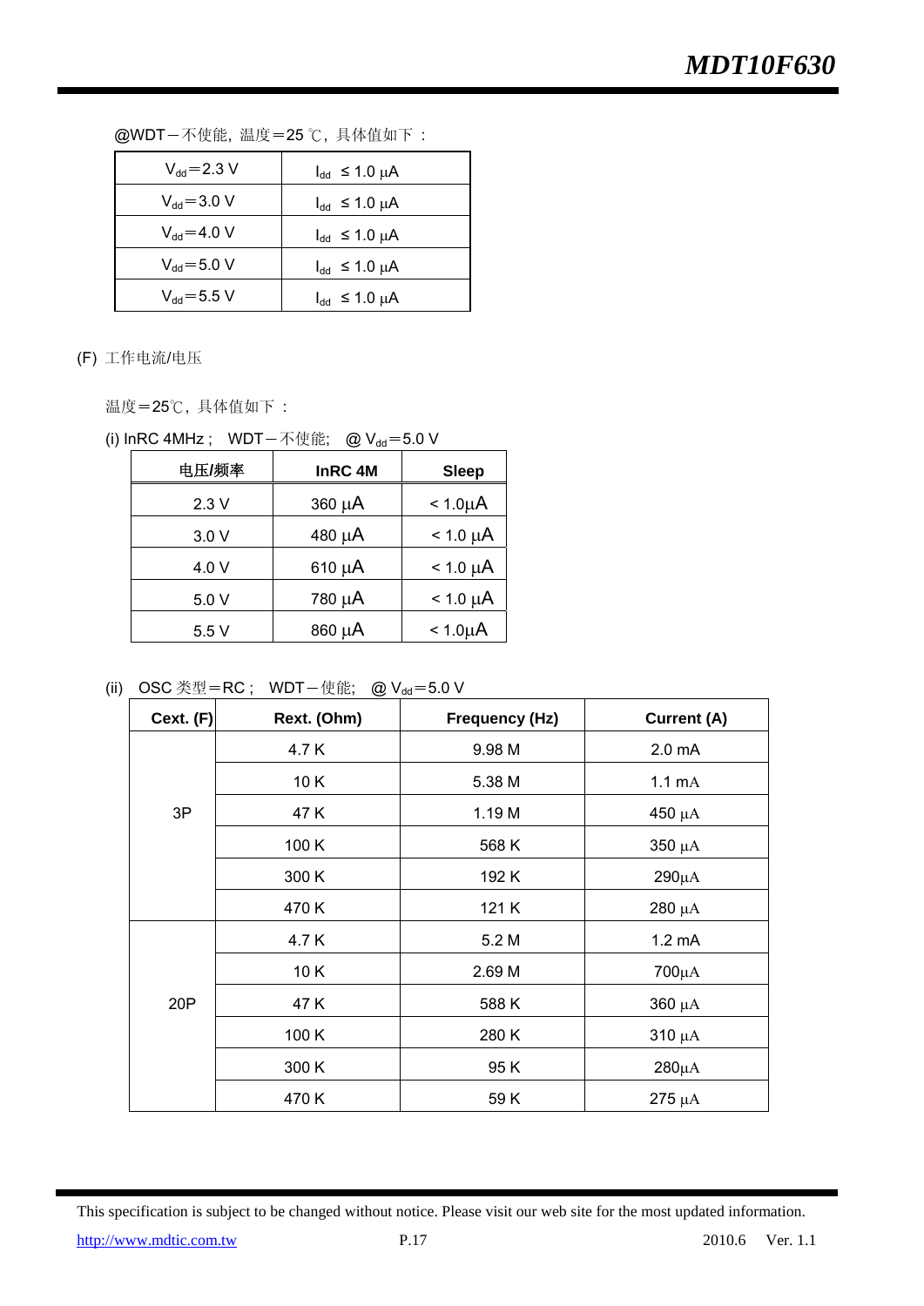@WDT－不使能，温度＝25 ℃，具体值如下 ：

| $V_{dd}$＝2.3 V | $I_{dd}$ ≤ 1.0 μA |
|---|---|
| $V_{dd}$＝3.0 V | $I_{dd}$ ≤ 1.0 μA |
| $V_{dd}$＝4.0 V | $I_{dd}$ ≤ 1.0 μA |
| $V_{dd}$＝5.0 V | $I_{dd}$ ≤ 1.0 μA |
| $V_{dd}$＝5.5 V | $I_{dd}$ ≤ 1.0 μA |

(F) 工作电流/电压

温度＝25℃，具体值如下 ：

(i) InRC 4MHz； WDT－不使能； @ $V_{dd}$＝5.0 V

| 电压/频率 | InRC 4M | Sleep |
|---|---|---|
| 2.3 V | 360 μA | < 1.0μA |
| 3.0 V | 480 μA | < 1.0 μA |
| 4.0 V | 610 μA | < 1.0 μA |
| 5.0 V | 780 μA | < 1.0 μA |
| 5.5 V | 860 μA | < 1.0μA |

(ii) OSC 类型＝RC； WDT－使能； @ $V_{dd}$＝5.0 V

| Cext. (F) | Rext. (Ohm) | Frequency (Hz) | Current (A) |
|---|---|---|---|
| 3P | 4.7 K | 9.98 M | 2.0 mA |
| | 10 K | 5.38 M | 1.1 mA |
| | 47 K | 1.19 M | 450 μA |
| | 100 K | 568 K | 350 μA |
| | 300 K | 192 K | 290μA |
| | 470 K | 121 K | 280 μA |
| 20P | 4.7 K | 5.2 M | 1.2 mA |
| | 10 K | 2.69 M | 700μA |
| | 47 K | 588 K | 360 μA |
| | 100 K | 280 K | 310 μA |
| | 300 K | 95 K | 280μA |
| | 470 K | 59 K | 275 μA |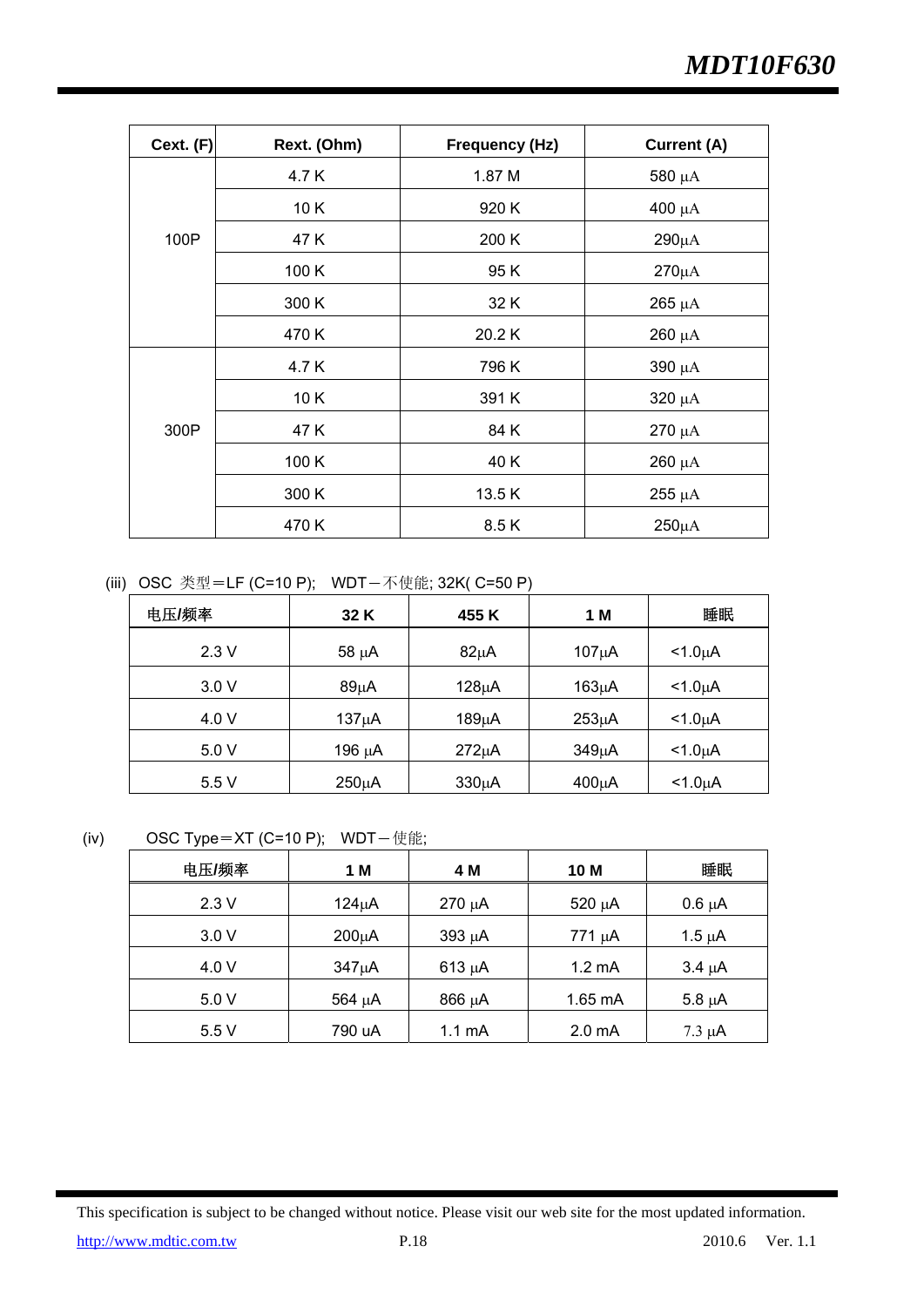| Cext. (F) | Rext. (Ohm) | Frequency (Hz) | Current (A) |
|---|---|---|---|
| 100P | 4.7 K | 1.87 M | 580 µA |
| | 10 K | 920 K | 400 µA |
| | 47 K | 200 K | 290µA |
| | 100 K | 95 K | 270µA |
| | 300 K | 32 K | 265 µA |
| | 470 K | 20.2 K | 260 µA |
| 300P | 4.7 K | 796 K | 390 µA |
| | 10 K | 391 K | 320 µA |
| | 47 K | 84 K | 270 µA |
| | 100 K | 40 K | 260 µA |
| | 300 K | 13.5 K | 255 µA |
| | 470 K | 8.5 K | 250µA |

(iii) OSC 类型＝LF (C=10 P); WDT－不使能; 32K( C=50 P)

| 电压/频率 | 32 K | 455 K | 1 M | 睡眠 |
|---|---|---|---|---|
| 2.3 V | 58 µA | 82µA | 107µA | <1.0µA |
| 3.0 V | 89µA | 128µA | 163µA | <1.0µA |
| 4.0 V | 137µA | 189µA | 253µA | <1.0µA |
| 5.0 V | 196 µA | 272µA | 349µA | <1.0µA |
| 5.5 V | 250µA | 330µA | 400µA | <1.0µA |

(iv) OSC Type＝XT (C=10 P); WDT－使能;

| 电压/频率 | 1 M | 4 M | 10 M | 睡眠 |
|---|---|---|---|---|
| 2.3 V | 124µA | 270 µA | 520 µA | 0.6 µA |
| 3.0 V | 200µA | 393 µA | 771 µA | 1.5 µA |
| 4.0 V | 347µA | 613 µA | 1.2 mA | 3.4 µA |
| 5.0 V | 564 µA | 866 µA | 1.65 mA | 5.8 µA |
| 5.5 V | 790 uA | 1.1 mA | 2.0 mA | 7.3 µA |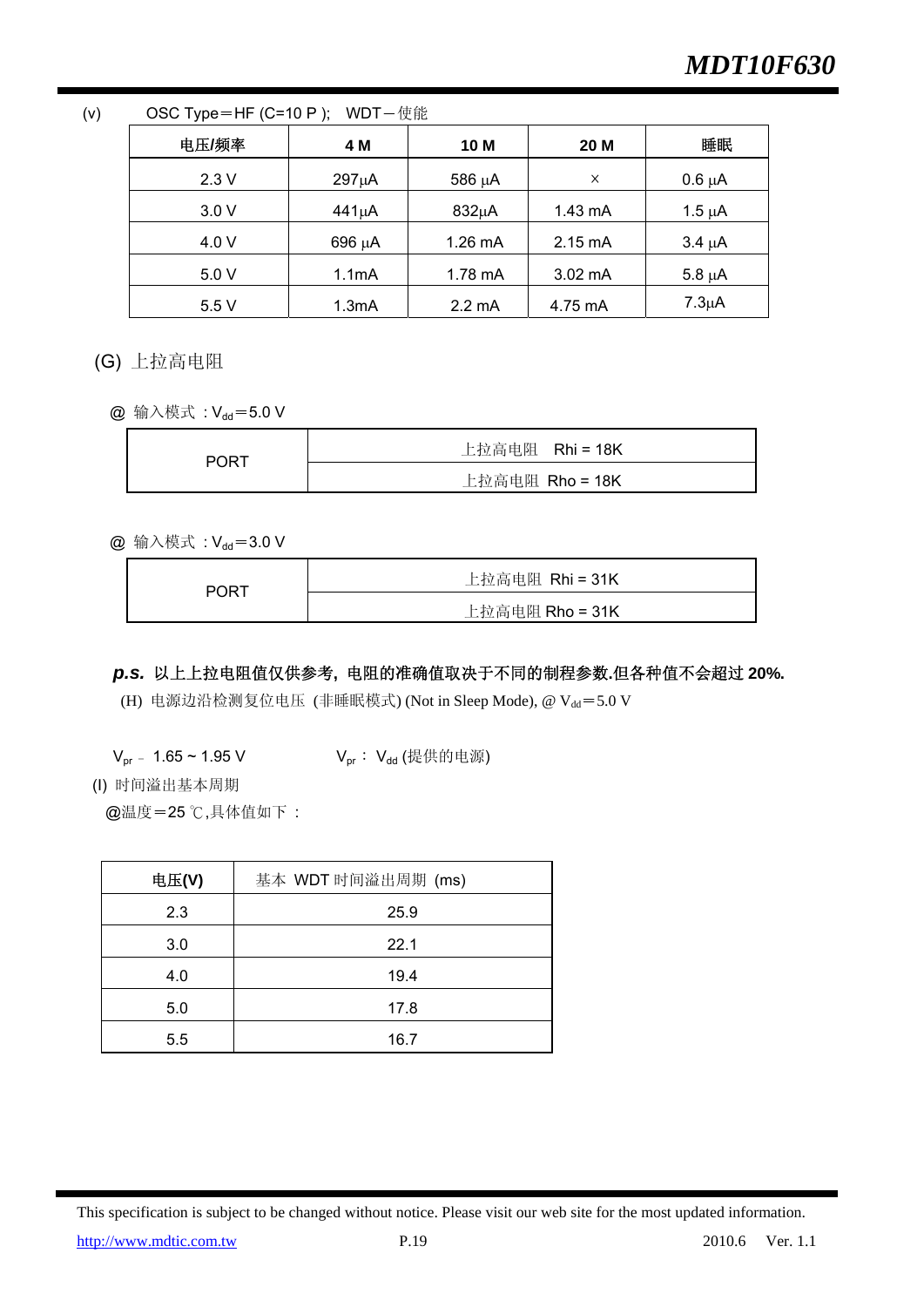(v) OSC Type＝HF (C=10 P ); WDT－使能

| 电压/频率 | 4 M | 10 M | 20 M | 睡眠 |
|---|---|---|---|---|
| 2.3 V | 297μA | 586 μA | × | 0.6 μA |
| 3.0 V | 441μA | 832μA | 1.43 mA | 1.5 μA |
| 4.0 V | 696 μA | 1.26 mA | 2.15 mA | 3.4 μA |
| 5.0 V | 1.1mA | 1.78 mA | 3.02 mA | 5.8 μA |
| 5.5 V | 1.3mA | 2.2 mA | 4.75 mA | 7.3μA |

(G) 上拉高电阻

@ 输入模式 : $V_{dd}$＝5.0 V

| | |
|---|---|
| PORT | 上拉高电阻 Rhi = 18K |
| | 上拉高电阻 Rho = 18K |

@ 输入模式 : $V_{dd}$＝3.0 V

| | |
|---|---|
| PORT | 上拉高电阻 Rhi = 31K |
| | 上拉高电阻 Rho = 31K |

***p.s.* 以上上拉电阻值仅供参考，电阻的准确值取决于不同的制程参数.但各种值不会超过 20%.**

(H) 电源边沿检测复位电压 (非睡眠模式) (Not in Sleep Mode), @ $V_{dd}$＝5.0 V

$V_{pr}$ － 1.65 ~ 1.95 V　　　　$V_{pr}$： $V_{dd}$ (提供的电源)

(I) 时间溢出基本周期

@温度＝25 ℃,具体值如下 :

| 电压(V) | 基本 WDT 时间溢出周期 (ms) |
|---|---|
| 2.3 | 25.9 |
| 3.0 | 22.1 |
| 4.0 | 19.4 |
| 5.0 | 17.8 |
| 5.5 | 16.7 |

This specification is subject to be changed without notice. Please visit our web site for the most updated information.

http://www.mdtic.com.tw　　2010.6　Ver. 1.1